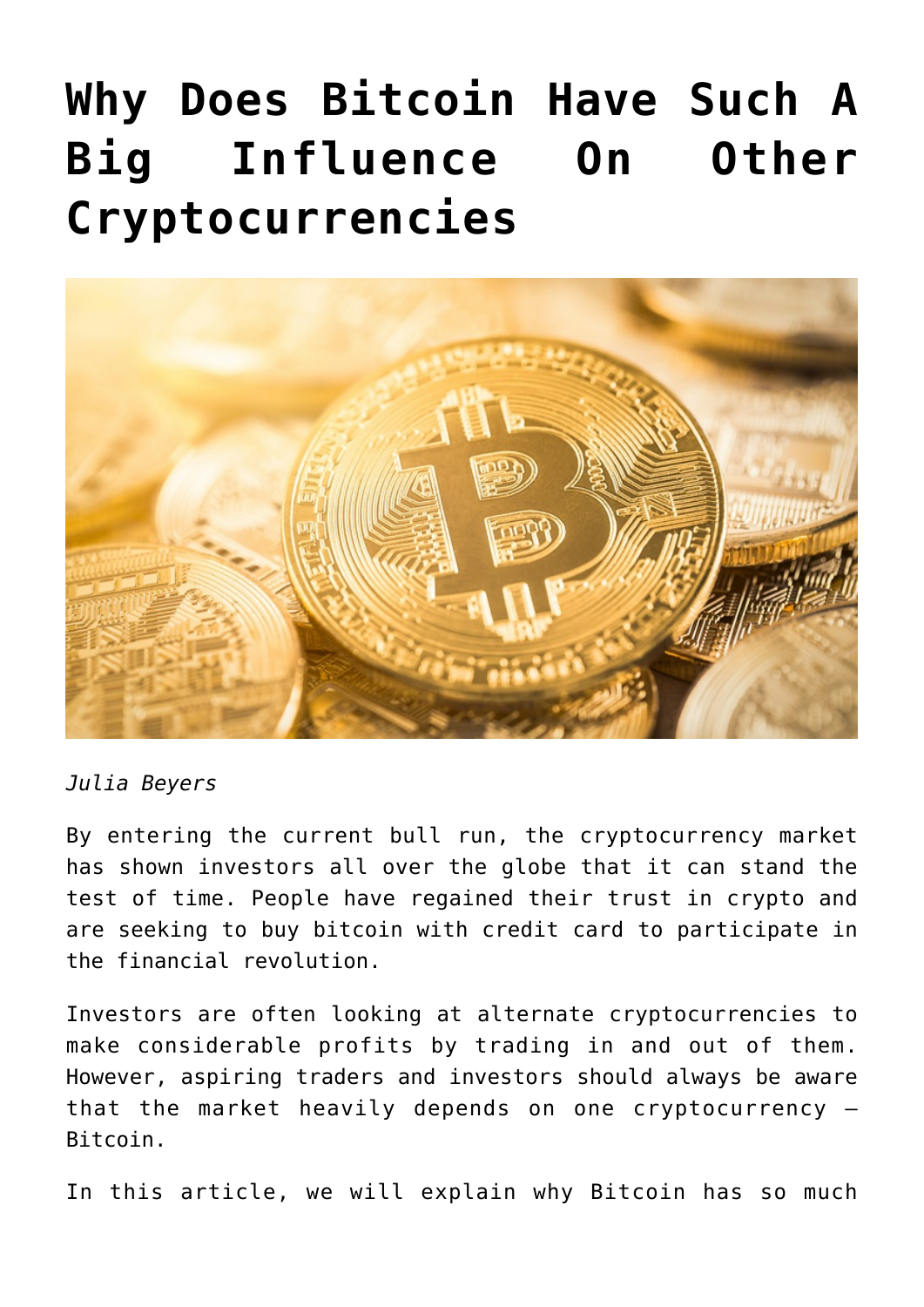# Why Does Bitcoin Have Such A Big Influence On Other Cryptocurrencies

*Julia Beyers*

By entering the current bull run, the cryptocurrency market has shown investors all over the globe that it can stand the test of time. People have regained their trust in crypto and are seeking to buy bitcoin with credit card to participate in the financial revolution.

Investors are often looking at alternate cryptocurrencies to make considerable profits by trading in and out of them. However, aspiring traders and investors should always be aware that the market heavily depends on one cryptocurrency – Bitcoin.

In this article, we will explain why Bitcoin has so much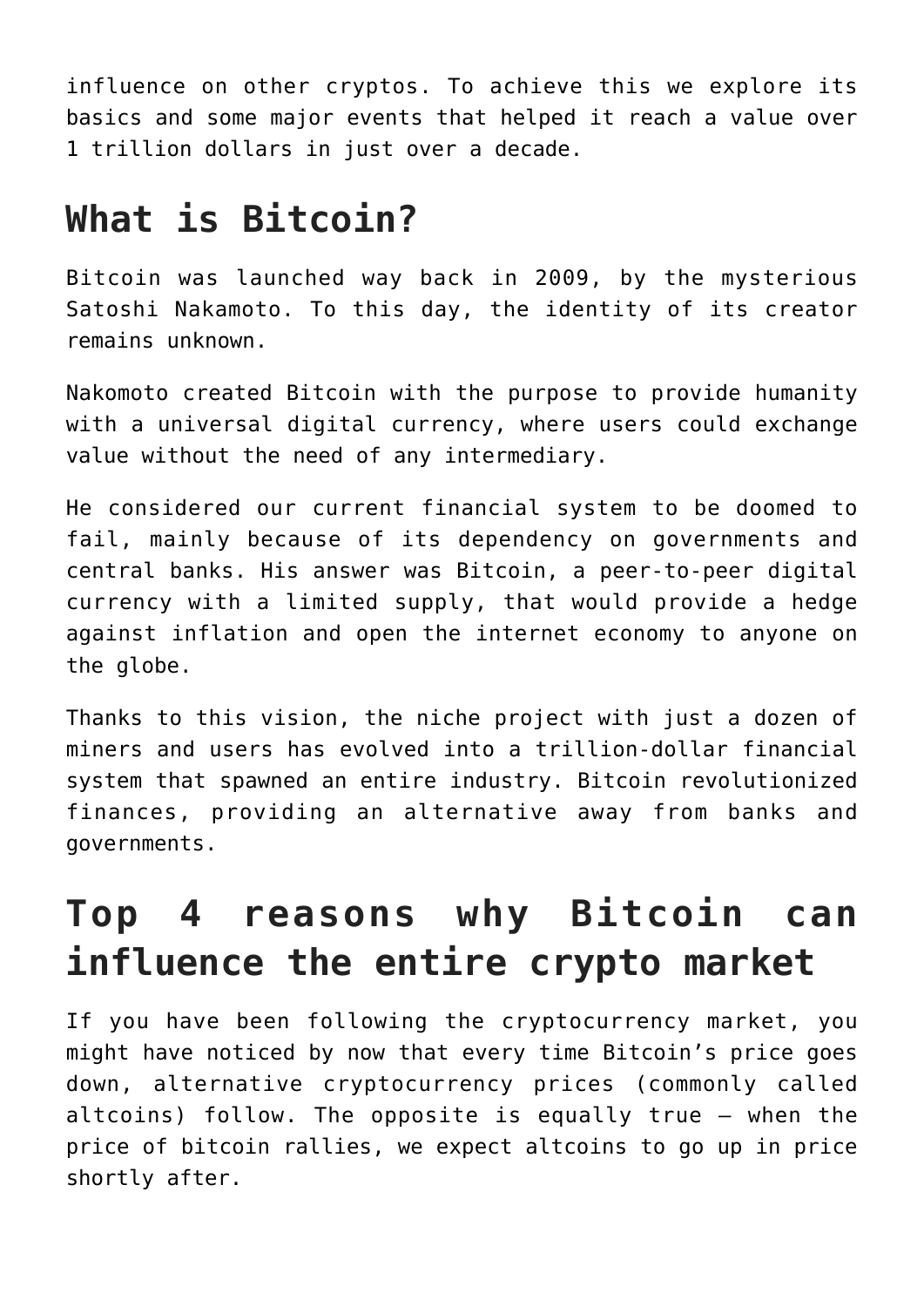influence on other cryptos. To achieve this we explore its basics and some major events that helped it reach a value over 1 trillion dollars in just over a decade.

## What is Bitcoin?

Bitcoin was launched way back in 2009, by the mysterious Satoshi Nakamoto. To this day, the identity of its creator remains unknown.

Nakomoto created Bitcoin with the purpose to provide humanity with a universal digital currency, where users could exchange value without the need of any intermediary.

He considered our current financial system to be doomed to fail, mainly because of its dependency on governments and central banks. His answer was Bitcoin, a peer-to-peer digital currency with a limited supply, that would provide a hedge against inflation and open the internet economy to anyone on the globe.

Thanks to this vision, the niche project with just a dozen of miners and users has evolved into a trillion-dollar financial system that spawned an entire industry. Bitcoin revolutionized finances, providing an alternative away from banks and governments.

## Top 4 reasons why Bitcoin can influence the entire crypto market

If you have been following the cryptocurrency market, you might have noticed by now that every time Bitcoin's price goes down, alternative cryptocurrency prices (commonly called altcoins) follow. The opposite is equally true – when the price of bitcoin rallies, we expect altcoins to go up in price shortly after.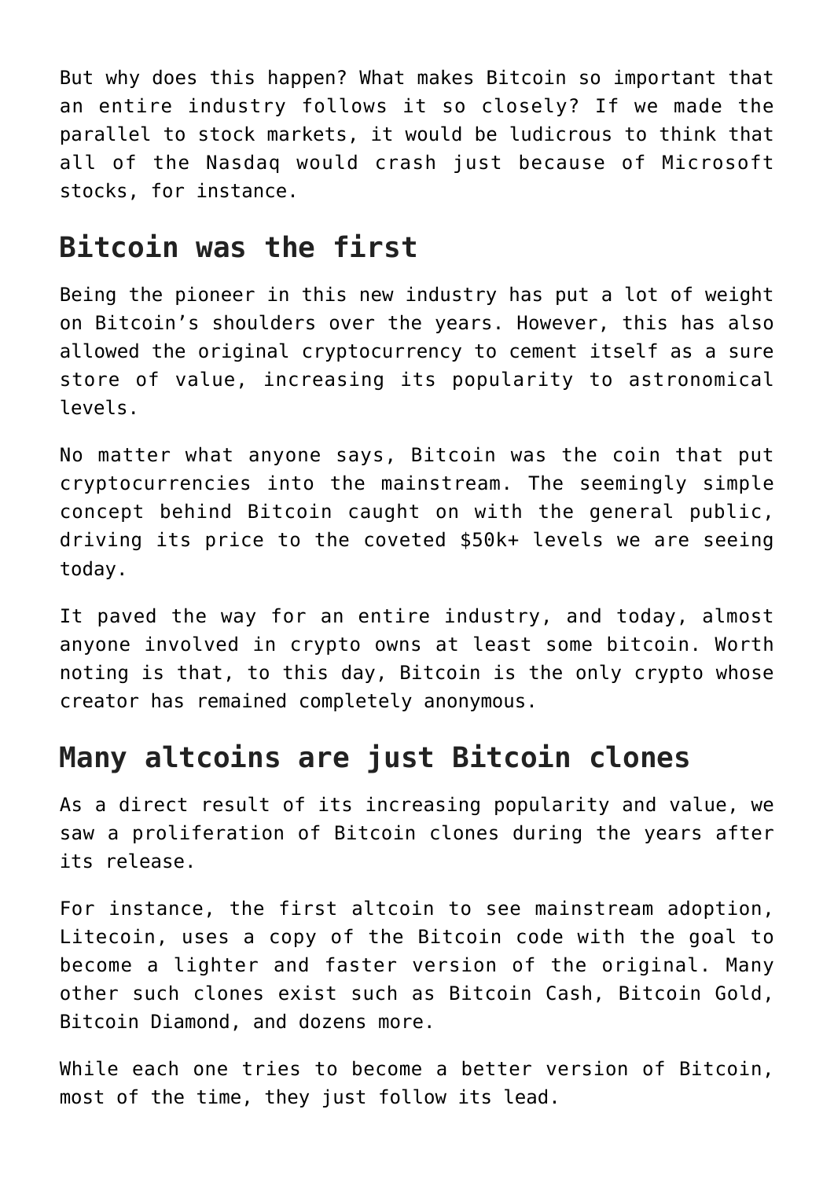But why does this happen? What makes Bitcoin so important that an entire industry follows it so closely? If we made the parallel to stock markets, it would be ludicrous to think that all of the Nasdaq would crash just because of Microsoft stocks, for instance.

## Bitcoin was the first

Being the pioneer in this new industry has put a lot of weight on Bitcoin's shoulders over the years. However, this has also allowed the original cryptocurrency to cement itself as a sure store of value, increasing its popularity to astronomical levels.

No matter what anyone says, Bitcoin was the coin that put cryptocurrencies into the mainstream. The seemingly simple concept behind Bitcoin caught on with the general public, driving its price to the coveted $50k+ levels we are seeing today.

It paved the way for an entire industry, and today, almost anyone involved in crypto owns at least some bitcoin. Worth noting is that, to this day, Bitcoin is the only crypto whose creator has remained completely anonymous.

## Many altcoins are just Bitcoin clones

As a direct result of its increasing popularity and value, we saw a proliferation of Bitcoin clones during the years after its release.

For instance, the first altcoin to see mainstream adoption, Litecoin, uses a copy of the Bitcoin code with the goal to become a lighter and faster version of the original. Many other such clones exist such as Bitcoin Cash, Bitcoin Gold, Bitcoin Diamond, and dozens more.

While each one tries to become a better version of Bitcoin, most of the time, they just follow its lead.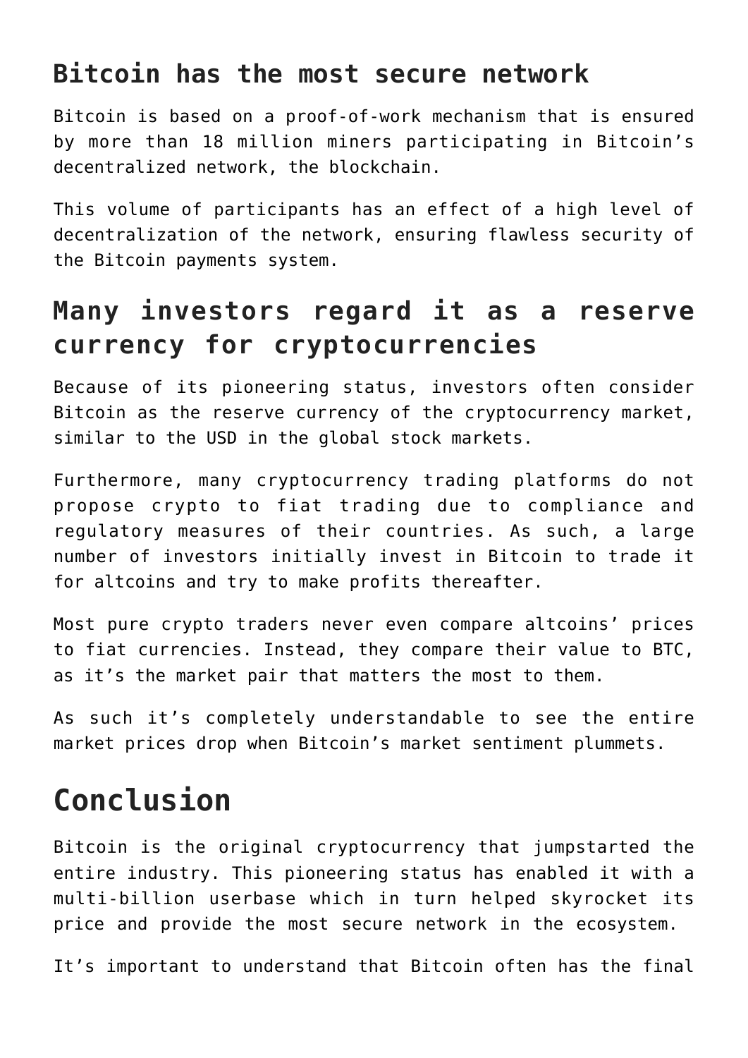## Bitcoin has the most secure network

Bitcoin is based on a proof-of-work mechanism that is ensured by more than 18 million miners participating in Bitcoin's decentralized network, the blockchain.

This volume of participants has an effect of a high level of decentralization of the network, ensuring flawless security of the Bitcoin payments system.

## Many investors regard it as a reserve currency for cryptocurrencies

Because of its pioneering status, investors often consider Bitcoin as the reserve currency of the cryptocurrency market, similar to the USD in the global stock markets.

Furthermore, many cryptocurrency trading platforms do not propose crypto to fiat trading due to compliance and regulatory measures of their countries. As such, a large number of investors initially invest in Bitcoin to trade it for altcoins and try to make profits thereafter.

Most pure crypto traders never even compare altcoins' prices to fiat currencies. Instead, they compare their value to BTC, as it's the market pair that matters the most to them.

As such it's completely understandable to see the entire market prices drop when Bitcoin's market sentiment plummets.

# Conclusion

Bitcoin is the original cryptocurrency that jumpstarted the entire industry. This pioneering status has enabled it with a multi-billion userbase which in turn helped skyrocket its price and provide the most secure network in the ecosystem.

It's important to understand that Bitcoin often has the final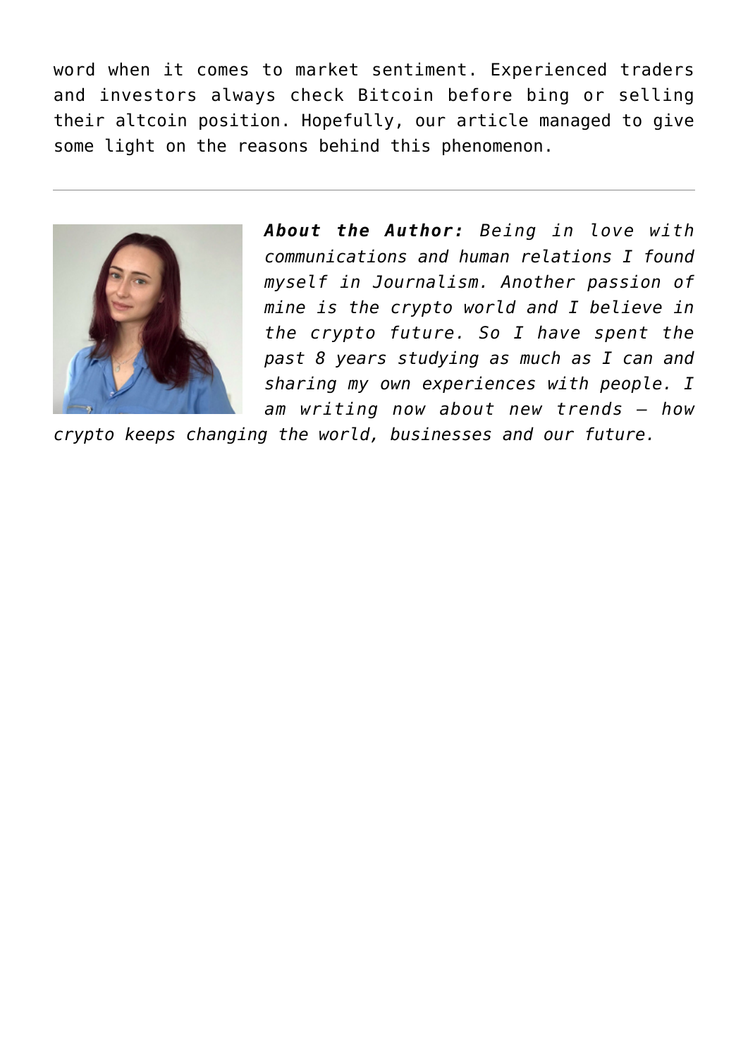word when it comes to market sentiment. Experienced traders and investors always check Bitcoin before bing or selling their altcoin position. Hopefully, our article managed to give some light on the reasons behind this phenomenon.

---

***About the Author:*** *Being in love with communications and human relations I found myself in Journalism. Another passion of mine is the crypto world and I believe in the crypto future. So I have spent the past 8 years studying as much as I can and sharing my own experiences with people. I am writing now about new trends – how crypto keeps changing the world, businesses and our future.*